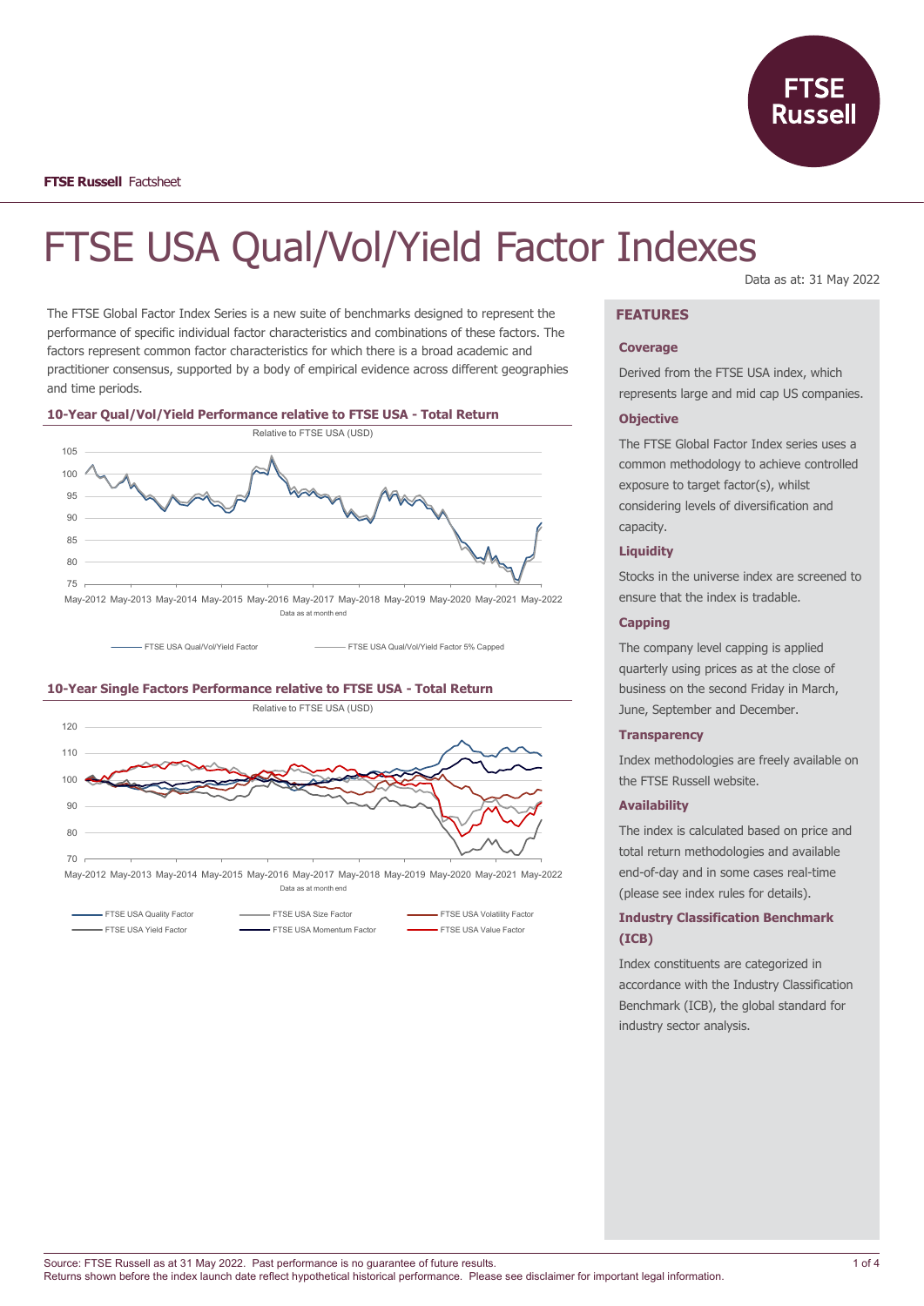FTSE Russell Factsheet

# FTSE USA Qual/Vol/Yield Factor Indexes

Data as at: 31 May 2022

The FTSE Global Factor Index Series is a new suite of benchmarks designed to represent the performance of specific individual factor characteristics and combinations of these factors. The factors represent common factor characteristics for which there is a broad academic and practitioner consensus, supported by a body of empirical evidence across different geographies and time periods.

### 10-Year Qual/Vol/Yield Performance relative to FTSE USA - Total Return

Relative to FTSE USA (USD)

Data as at month end

FTSE USA Qual/Vol/Yield Factor — FTSE USA Qual/Vol/Yield Factor 5% Capped

### 10-Year Single Factors Performance relative to FTSE USA - Total Return

Relative to FTSE USA (USD)

Data as at month end

FTSE USA Quality Factor — FTSE USA Size Factor — FTSE USA Volatility Factor — FTSE USA Yield Factor — FTSE USA Momentum Factor — FTSE USA Value Factor

## FEATURES

### Coverage

Derived from the FTSE USA index, which represents large and mid cap US companies.

### Objective

The FTSE Global Factor Index series uses a common methodology to achieve controlled exposure to target factor(s), whilst considering levels of diversification and capacity.

### Liquidity

Stocks in the universe index are screened to ensure that the index is tradable.

### Capping

The company level capping is applied quarterly using prices as at the close of business on the second Friday in March, June, September and December.

### Transparency

Index methodologies are freely available on the FTSE Russell website.

### Availability

The index is calculated based on price and total return methodologies and available end-of-day and in some cases real-time (please see index rules for details).

### Industry Classification Benchmark (ICB)

Index constituents are categorized in accordance with the Industry Classification Benchmark (ICB), the global standard for industry sector analysis.

Source: FTSE Russell as at 31 May 2022. Past performance is no guarantee of future results.
Returns shown before the index launch date reflect hypothetical historical performance. Please see disclaimer for important legal information.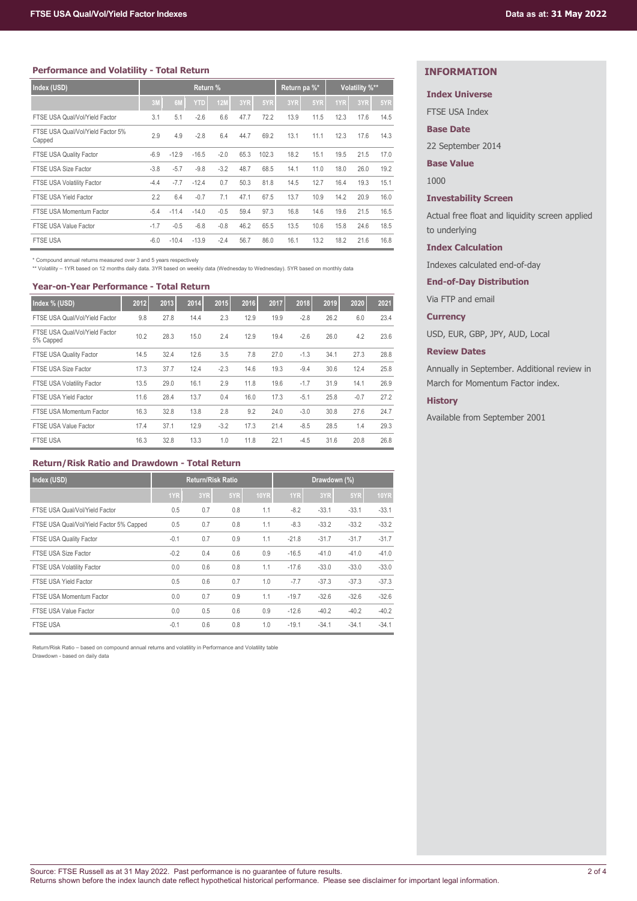## Performance and Volatility - Total Return

| Index (USD) | Return % | | | | | | Return pa %* | | Volatility %** | | |
|---|---|---|---|---|---|---|---|---|---|---|---|
| | 3M | 6M | YTD | 12M | 3YR | 5YR | 3YR | 5YR | 1YR | 3YR | 5YR |
| FTSE USA Qual/Vol/Yield Factor | 3.1 | 5.1 | -2.6 | 6.6 | 47.7 | 72.2 | 13.9 | 11.5 | 12.3 | 17.6 | 14.5 |
| FTSE USA Qual/Vol/Yield Factor 5% Capped | 2.9 | 4.9 | -2.8 | 6.4 | 44.7 | 69.2 | 13.1 | 11.1 | 12.3 | 17.6 | 14.3 |
| FTSE USA Quality Factor | -6.9 | -12.9 | -16.5 | -2.0 | 65.3 | 102.3 | 18.2 | 15.1 | 19.5 | 21.5 | 17.0 |
| FTSE USA Size Factor | -3.8 | -5.7 | -9.8 | -3.2 | 48.7 | 68.5 | 14.1 | 11.0 | 18.0 | 26.0 | 19.2 |
| FTSE USA Volatility Factor | -4.4 | -7.7 | -12.4 | 0.7 | 50.3 | 81.8 | 14.5 | 12.7 | 16.4 | 19.3 | 15.1 |
| FTSE USA Yield Factor | 2.2 | 6.4 | -0.7 | 7.1 | 47.1 | 67.5 | 13.7 | 10.9 | 14.2 | 20.9 | 16.0 |
| FTSE USA Momentum Factor | -5.4 | -11.4 | -14.0 | -0.5 | 59.4 | 97.3 | 16.8 | 14.6 | 19.6 | 21.5 | 16.5 |
| FTSE USA Value Factor | -1.7 | -0.5 | -6.8 | -0.8 | 46.2 | 65.5 | 13.5 | 10.6 | 15.8 | 24.6 | 18.5 |
| FTSE USA | -6.0 | -10.4 | -13.9 | -2.4 | 56.7 | 86.0 | 16.1 | 13.2 | 18.2 | 21.6 | 16.8 |

* Compound annual returns measured over 3 and 5 years respectively
** Volatility – 1YR based on 12 months daily data. 3YR based on weekly data (Wednesday to Wednesday). 5YR based on monthly data

## Year-on-Year Performance - Total Return

| Index % (USD) | 2012 | 2013 | 2014 | 2015 | 2016 | 2017 | 2018 | 2019 | 2020 | 2021 |
|---|---|---|---|---|---|---|---|---|---|---|
| FTSE USA Qual/Vol/Yield Factor | 9.8 | 27.8 | 14.4 | 2.3 | 12.9 | 19.9 | -2.8 | 26.2 | 6.0 | 23.4 |
| FTSE USA Qual/Vol/Yield Factor 5% Capped | 10.2 | 28.3 | 15.0 | 2.4 | 12.9 | 19.4 | -2.6 | 26.0 | 4.2 | 23.6 |
| FTSE USA Quality Factor | 14.5 | 32.4 | 12.6 | 3.5 | 7.8 | 27.0 | -1.3 | 34.1 | 27.3 | 28.8 |
| FTSE USA Size Factor | 17.3 | 37.7 | 12.4 | -2.3 | 14.6 | 19.3 | -9.4 | 30.6 | 12.4 | 25.8 |
| FTSE USA Volatility Factor | 13.5 | 29.0 | 16.1 | 2.9 | 11.8 | 19.6 | -1.7 | 31.9 | 14.1 | 26.9 |
| FTSE USA Yield Factor | 11.6 | 28.4 | 13.7 | 0.4 | 16.0 | 17.3 | -5.1 | 25.8 | -0.7 | 27.2 |
| FTSE USA Momentum Factor | 16.3 | 32.8 | 13.8 | 2.8 | 9.2 | 24.0 | -3.0 | 30.8 | 27.6 | 24.7 |
| FTSE USA Value Factor | 17.4 | 37.1 | 12.9 | -3.2 | 17.3 | 21.4 | -8.5 | 28.5 | 1.4 | 29.3 |
| FTSE USA | 16.3 | 32.8 | 13.3 | 1.0 | 11.8 | 22.1 | -4.5 | 31.6 | 20.8 | 26.8 |

## Return/Risk Ratio and Drawdown - Total Return

| Index (USD) | Return/Risk Ratio | | | | Drawdown (%) | | | |
|---|---|---|---|---|---|---|---|---|
| | 1YR | 3YR | 5YR | 10YR | 1YR | 3YR | 5YR | 10YR |
| FTSE USA Qual/Vol/Yield Factor | 0.5 | 0.7 | 0.8 | 1.1 | -8.2 | -33.1 | -33.1 | -33.1 |
| FTSE USA Qual/Vol/Yield Factor 5% Capped | 0.5 | 0.7 | 0.8 | 1.1 | -8.3 | -33.2 | -33.2 | -33.2 |
| FTSE USA Quality Factor | -0.1 | 0.7 | 0.9 | 1.1 | -21.8 | -31.7 | -31.7 | -31.7 |
| FTSE USA Size Factor | -0.2 | 0.4 | 0.6 | 0.9 | -16.5 | -41.0 | -41.0 | -41.0 |
| FTSE USA Volatility Factor | 0.0 | 0.6 | 0.8 | 1.1 | -17.6 | -33.0 | -33.0 | -33.0 |
| FTSE USA Yield Factor | 0.5 | 0.6 | 0.7 | 1.0 | -7.7 | -37.3 | -37.3 | -37.3 |
| FTSE USA Momentum Factor | 0.0 | 0.7 | 0.9 | 1.1 | -19.7 | -32.6 | -32.6 | -32.6 |
| FTSE USA Value Factor | 0.0 | 0.5 | 0.6 | 0.9 | -12.6 | -40.2 | -40.2 | -40.2 |
| FTSE USA | -0.1 | 0.6 | 0.8 | 1.0 | -19.1 | -34.1 | -34.1 | -34.1 |

Return/Risk Ratio – based on compound annual returns and volatility in Performance and Volatility table
Drawdown - based on daily data

## INFORMATION

**Index Universe**

FTSE USA Index

**Base Date**

22 September 2014

**Base Value**

1000

**Investability Screen**

Actual free float and liquidity screen applied to underlying

**Index Calculation**

Indexes calculated end-of-day

**End-of-Day Distribution**

Via FTP and email

**Currency**

USD, EUR, GBP, JPY, AUD, Local

**Review Dates**

Annually in September. Additional review in March for Momentum Factor index.

**History**

Available from September 2001

Source: FTSE Russell as at 31 May 2022. Past performance is no guarantee of future results.
Returns shown before the index launch date reflect hypothetical historical performance. Please see disclaimer for important legal information.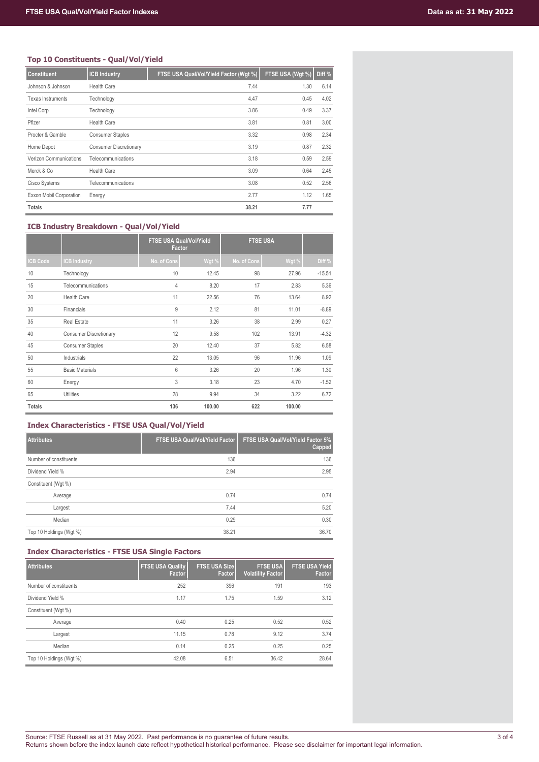### Top 10 Constituents - Qual/Vol/Yield

| Constituent | ICB Industry | FTSE USA Qual/Vol/Yield Factor (Wgt %) | FTSE USA (Wgt %) | Diff % |
|---|---|---|---|---|
| Johnson & Johnson | Health Care | 7.44 | 1.30 | 6.14 |
| Texas Instruments | Technology | 4.47 | 0.45 | 4.02 |
| Intel Corp | Technology | 3.86 | 0.49 | 3.37 |
| Pfizer | Health Care | 3.81 | 0.81 | 3.00 |
| Procter & Gamble | Consumer Staples | 3.32 | 0.98 | 2.34 |
| Home Depot | Consumer Discretionary | 3.19 | 0.87 | 2.32 |
| Verizon Communications | Telecommunications | 3.18 | 0.59 | 2.59 |
| Merck & Co | Health Care | 3.09 | 0.64 | 2.45 |
| Cisco Systems | Telecommunications | 3.08 | 0.52 | 2.56 |
| Exxon Mobil Corporation | Energy | 2.77 | 1.12 | 1.65 |
| **Totals** | | **38.21** | **7.77** | |

### ICB Industry Breakdown - Qual/Vol/Yield

| | | FTSE USA Qual/Vol/Yield Factor | | FTSE USA | | |
|---|---|---|---|---|---|---|
| ICB Code | ICB Industry | No. of Cons | Wgt % | No. of Cons | Wgt % | Diff % |
| 10 | Technology | 10 | 12.45 | 98 | 27.96 | -15.51 |
| 15 | Telecommunications | 4 | 8.20 | 17 | 2.83 | 5.36 |
| 20 | Health Care | 11 | 22.56 | 76 | 13.64 | 8.92 |
| 30 | Financials | 9 | 2.12 | 81 | 11.01 | -8.89 |
| 35 | Real Estate | 11 | 3.26 | 38 | 2.99 | 0.27 |
| 40 | Consumer Discretionary | 12 | 9.58 | 102 | 13.91 | -4.32 |
| 45 | Consumer Staples | 20 | 12.40 | 37 | 5.82 | 6.58 |
| 50 | Industrials | 22 | 13.05 | 96 | 11.96 | 1.09 |
| 55 | Basic Materials | 6 | 3.26 | 20 | 1.96 | 1.30 |
| 60 | Energy | 3 | 3.18 | 23 | 4.70 | -1.52 |
| 65 | Utilities | 28 | 9.94 | 34 | 3.22 | 6.72 |
| **Totals** | | **136** | **100.00** | **622** | **100.00** | |

### Index Characteristics - FTSE USA Qual/Vol/Yield

| Attributes | FTSE USA Qual/Vol/Yield Factor | FTSE USA Qual/Vol/Yield Factor 5% Capped |
|---|---|---|
| Number of constituents | 136 | 136 |
| Dividend Yield % | 2.94 | 2.95 |
| Constituent (Wgt %) | | |
| Average | 0.74 | 0.74 |
| Largest | 7.44 | 5.20 |
| Median | 0.29 | 0.30 |
| Top 10 Holdings (Wgt %) | 38.21 | 36.70 |

### Index Characteristics - FTSE USA Single Factors

| Attributes | FTSE USA Quality Factor | FTSE USA Size Factor | FTSE USA Volatility Factor | FTSE USA Yield Factor |
|---|---|---|---|---|
| Number of constituents | 252 | 396 | 191 | 193 |
| Dividend Yield % | 1.17 | 1.75 | 1.59 | 3.12 |
| Constituent (Wgt %) | | | | |
| Average | 0.40 | 0.25 | 0.52 | 0.52 |
| Largest | 11.15 | 0.78 | 9.12 | 3.74 |
| Median | 0.14 | 0.25 | 0.25 | 0.25 |
| Top 10 Holdings (Wgt %) | 42.08 | 6.51 | 36.42 | 28.64 |

Source: FTSE Russell as at 31 May 2022. Past performance is no guarantee of future results.
Returns shown before the index launch date reflect hypothetical historical performance. Please see disclaimer for important legal information.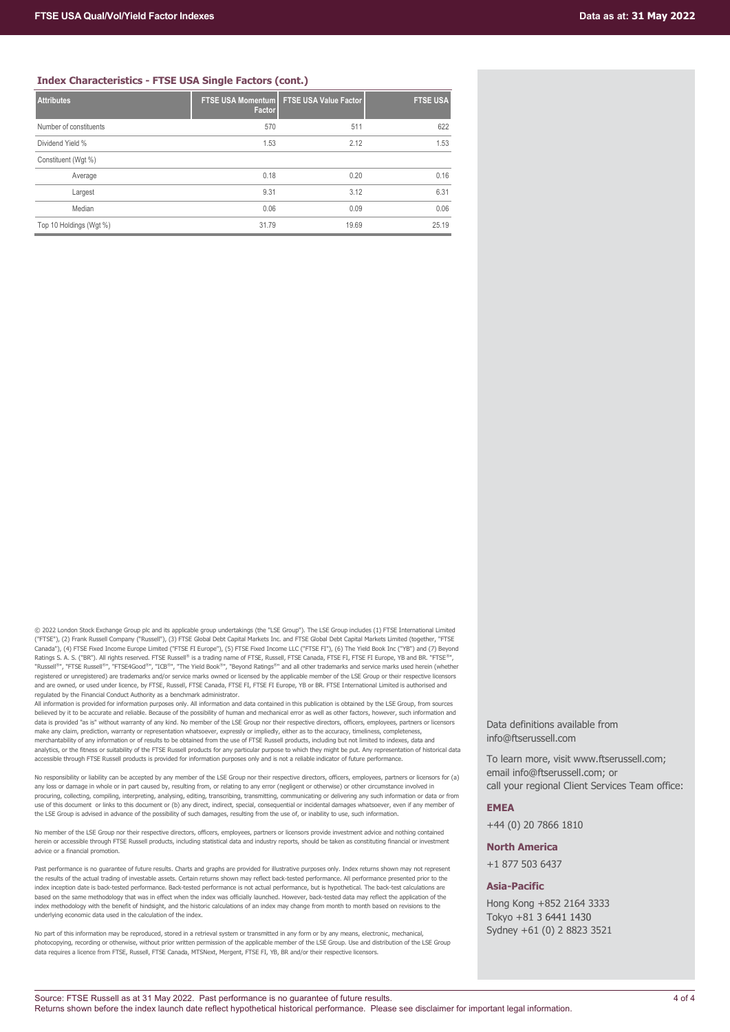### Index Characteristics - FTSE USA Single Factors (cont.)

| Attributes | FTSE USA Momentum Factor | FTSE USA Value Factor | FTSE USA |
|---|---|---|---|
| Number of constituents | 570 | 511 | 622 |
| Dividend Yield % | 1.53 | 2.12 | 1.53 |
| Constituent (Wgt %) | | | |
| Average | 0.18 | 0.20 | 0.16 |
| Largest | 9.31 | 3.12 | 6.31 |
| Median | 0.06 | 0.09 | 0.06 |
| Top 10 Holdings (Wgt %) | 31.79 | 19.69 | 25.19 |

© 2022 London Stock Exchange Group plc and its applicable group undertakings (the "LSE Group"). The LSE Group includes (1) FTSE International Limited ("FTSE"), (2) Frank Russell Company ("Russell"), (3) FTSE Global Debt Capital Markets Inc. and FTSE Global Debt Capital Markets Limited (together, "FTSE Canada"), (4) FTSE Fixed Income Europe Limited ("FTSE FI Europe"), (5) FTSE Fixed Income LLC ("FTSE FI"), (6) The Yield Book Inc ("YB") and (7) Beyond Ratings S. A. S. ("BR"). All rights reserved. FTSE Russell® is a trading name of FTSE, Russell, FTSE Canada, FTSE FI, FTSE FI Europe, YB and BR. "FTSE®", "Russell®", "FTSE Russell®", "FTSE4Good®", "ICB®", "The Yield Book®", "Beyond Ratings®" and all other trademarks and service marks used herein (whether registered or unregistered) are trademarks and/or service marks owned or licensed by the applicable member of the LSE Group or their respective licensors and are owned, or used under licence, by FTSE, Russell, FTSE Canada, FTSE FI, FTSE FI Europe, YB or BR. FTSE International Limited is authorised and regulated by the Financial Conduct Authority as a benchmark administrator.

All information is provided for information purposes only. All information and data contained in this publication is obtained by the LSE Group, from sources believed by it to be accurate and reliable. Because of the possibility of human and mechanical error as well as other factors, however, such information and data is provided "as is" without warranty of any kind. No member of the LSE Group nor their respective directors, officers, employees, partners or licensors make any claim, prediction, warranty or representation whatsoever, expressly or impliedly, either as to the accuracy, timeliness, completeness, merchantability of any information or of results to be obtained from the use of FTSE Russell products, including but not limited to indexes, data and analytics, or the fitness or suitability of the FTSE Russell products for any particular purpose to which they might be put. Any representation of historical data accessible through FTSE Russell products is provided for information purposes only and is not a reliable indicator of future performance.

No responsibility or liability can be accepted by any member of the LSE Group nor their respective directors, officers, employees, partners or licensors for (a) any loss or damage in whole or in part caused by, resulting from, or relating to any error (negligent or otherwise) or other circumstance involved in procuring, collecting, compiling, interpreting, analysing, editing, transcribing, transmitting, communicating or delivering any such information or data or from use of this document or links to this document or (b) any direct, indirect, special, consequential or incidental damages whatsoever, even if any member of the LSE Group is advised in advance of the possibility of such damages, resulting from the use of, or inability to use, such information.

No member of the LSE Group nor their respective directors, officers, employees, partners or licensors provide investment advice and nothing contained herein or accessible through FTSE Russell products, including statistical data and industry reports, should be taken as constituting financial or investment advice or a financial promotion.

Past performance is no guarantee of future results. Charts and graphs are provided for illustrative purposes only. Index returns shown may not represent the results of the actual trading of investable assets. Certain returns shown may reflect back-tested performance. All performance presented prior to the index inception date is back-tested performance. Back-tested performance is not actual performance, but is hypothetical. The back-test calculations are based on the same methodology that was in effect when the index was officially launched. However, back-tested data may reflect the application of the index methodology with the benefit of hindsight, and the historic calculations of an index may change from month to month based on revisions to the underlying economic data used in the calculation of the index.

No part of this information may be reproduced, stored in a retrieval system or transmitted in any form or by any means, electronic, mechanical, photocopying, recording or otherwise, without prior written permission of the applicable member of the LSE Group. Use and distribution of the LSE Group data requires a licence from FTSE, Russell, FTSE Canada, MTSNext, Mergent, FTSE FI, YB, BR and/or their respective licensors.

Data definitions available from info@ftserussell.com

To learn more, visit www.ftserussell.com; email info@ftserussell.com; or call your regional Client Services Team office:

**EMEA**

+44 (0) 20 7866 1810

**North America**

+1 877 503 6437

**Asia-Pacific**

Hong Kong +852 2164 3333
Tokyo +81 3 6441 1430
Sydney +61 (0) 2 8823 3521

Source: FTSE Russell as at 31 May 2022. Past performance is no guarantee of future results.
Returns shown before the index launch date reflect hypothetical historical performance. Please see disclaimer for important legal information.